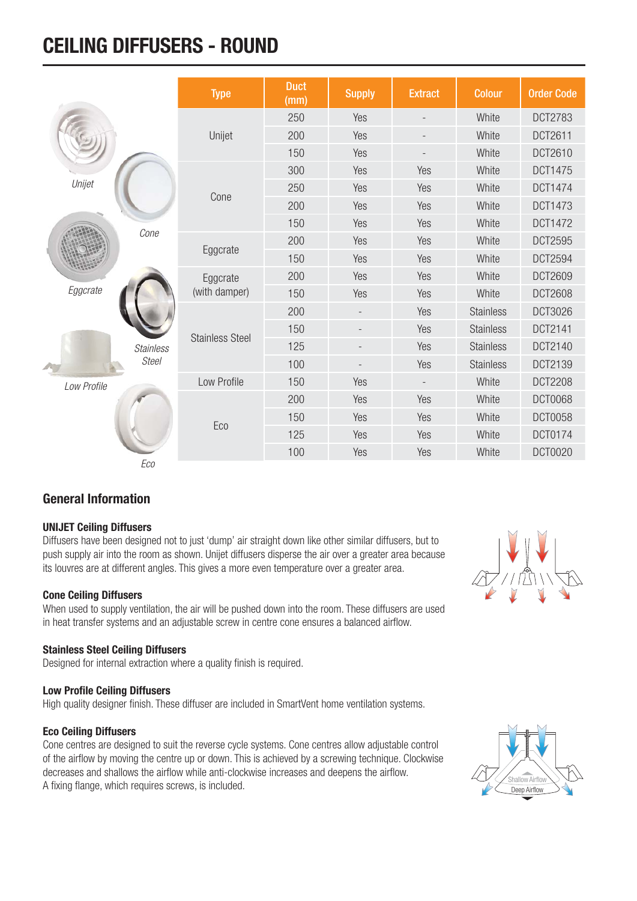# CEILING DIFFUSERS - ROUND

| Type | Duct (mm) | Supply | Extract | Colour | Order Code |
|---|---|---|---|---|---|
| Unijet | 250 | Yes | - | White | DCT2783 |
| | 200 | Yes | - | White | DCT2611 |
| | 150 | Yes | - | White | DCT2610 |
| Cone | 300 | Yes | Yes | White | DCT1475 |
| | 250 | Yes | Yes | White | DCT1474 |
| | 200 | Yes | Yes | White | DCT1473 |
| | 150 | Yes | Yes | White | DCT1472 |
| Eggcrate | 200 | Yes | Yes | White | DCT2595 |
| | 150 | Yes | Yes | White | DCT2594 |
| Eggcrate (with damper) | 200 | Yes | Yes | White | DCT2609 |
| | 150 | Yes | Yes | White | DCT2608 |
| Stainless Steel | 200 | - | Yes | Stainless | DCT3026 |
| | 150 | - | Yes | Stainless | DCT2141 |
| | 125 | - | Yes | Stainless | DCT2140 |
| | 100 | - | Yes | Stainless | DCT2139 |
| Low Profile | 150 | Yes | - | White | DCT2208 |
| Eco | 200 | Yes | Yes | White | DCT0068 |
| | 150 | Yes | Yes | White | DCT0058 |
| | 125 | Yes | Yes | White | DCT0174 |
| | 100 | Yes | Yes | White | DCT0020 |

*Unijet* *Cone* *Eggcrate* *Stainless Steel* *Low Profile* *Eco*

## General Information

**UNIJET Ceiling Diffusers**

Diffusers have been designed not to just 'dump' air straight down like other similar diffusers, but to push supply air into the room as shown. Unijet diffusers disperse the air over a greater area because its louvres are at different angles. This gives a more even temperature over a greater area.

**Cone Ceiling Diffusers**

When used to supply ventilation, the air will be pushed down into the room. These diffusers are used in heat transfer systems and an adjustable screw in centre cone ensures a balanced airflow.

**Stainless Steel Ceiling Diffusers**

Designed for internal extraction where a quality finish is required.

**Low Profile Ceiling Diffusers**

High quality designer finish. These diffuser are included in SmartVent home ventilation systems.

**Eco Ceiling Diffusers**

Cone centres are designed to suit the reverse cycle systems. Cone centres allow adjustable control of the airflow by moving the centre up or down. This is achieved by a screwing technique. Clockwise decreases and shallows the airflow while anti-clockwise increases and deepens the airflow.
A fixing flange, which requires screws, is included.

Shallow Airflow
Deep Airflow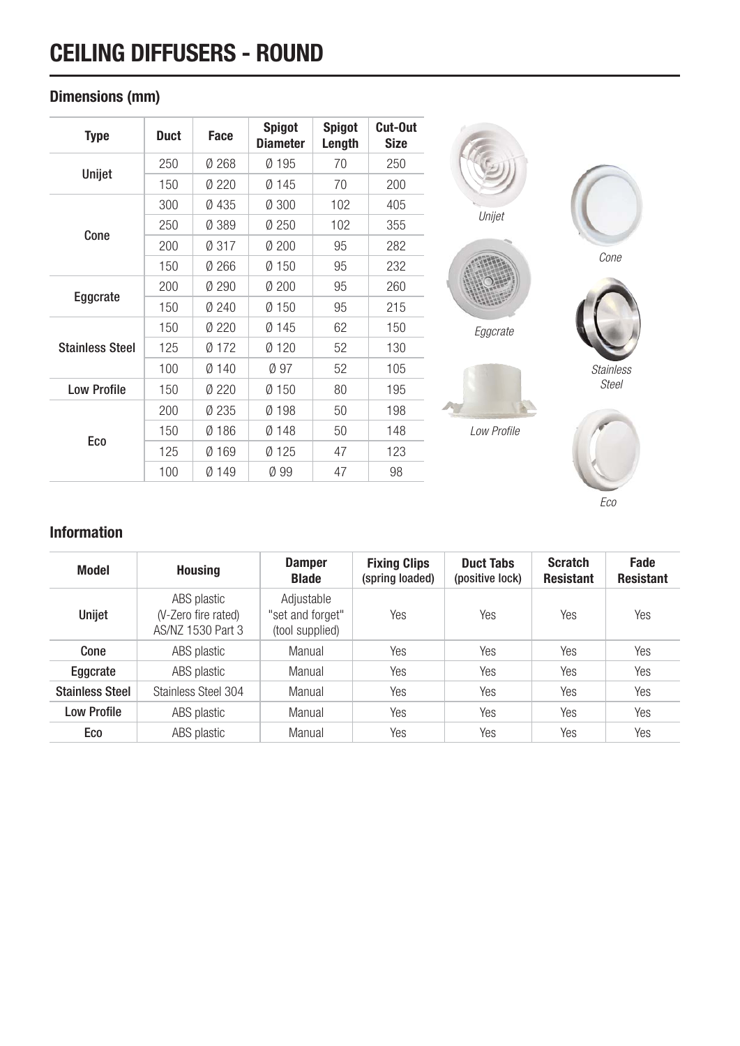# CEILING DIFFUSERS - ROUND

## Dimensions (mm)

| Type | Duct | Face | Spigot Diameter | Spigot Length | Cut-Out Size |
|---|---|---|---|---|---|
| Unijet | 250 | Ø 268 | Ø 195 | 70 | 250 |
| | 150 | Ø 220 | Ø 145 | 70 | 200 |
| Cone | 300 | Ø 435 | Ø 300 | 102 | 405 |
| | 250 | Ø 389 | Ø 250 | 102 | 355 |
| | 200 | Ø 317 | Ø 200 | 95 | 282 |
| | 150 | Ø 266 | Ø 150 | 95 | 232 |
| Eggcrate | 200 | Ø 290 | Ø 200 | 95 | 260 |
| | 150 | Ø 240 | Ø 150 | 95 | 215 |
| Stainless Steel | 150 | Ø 220 | Ø 145 | 62 | 150 |
| | 125 | Ø 172 | Ø 120 | 52 | 130 |
| | 100 | Ø 140 | Ø 97 | 52 | 105 |
| Low Profile | 150 | Ø 220 | Ø 150 | 80 | 195 |
| Eco | 200 | Ø 235 | Ø 198 | 50 | 198 |
| | 150 | Ø 186 | Ø 148 | 50 | 148 |
| | 125 | Ø 169 | Ø 125 | 47 | 123 |
| | 100 | Ø 149 | Ø 99 | 47 | 98 |

*Unijet*

*Cone*

*Eggcrate*

*Stainless Steel*

*Low Profile*

*Eco*

## Information

| Model | Housing | Damper Blade | Fixing Clips (spring loaded) | Duct Tabs (positive lock) | Scratch Resistant | Fade Resistant |
|---|---|---|---|---|---|---|
| Unijet | ABS plastic (V-Zero fire rated) AS/NZ 1530 Part 3 | Adjustable "set and forget" (tool supplied) | Yes | Yes | Yes | Yes |
| Cone | ABS plastic | Manual | Yes | Yes | Yes | Yes |
| Eggcrate | ABS plastic | Manual | Yes | Yes | Yes | Yes |
| Stainless Steel | Stainless Steel 304 | Manual | Yes | Yes | Yes | Yes |
| Low Profile | ABS plastic | Manual | Yes | Yes | Yes | Yes |
| Eco | ABS plastic | Manual | Yes | Yes | Yes | Yes |